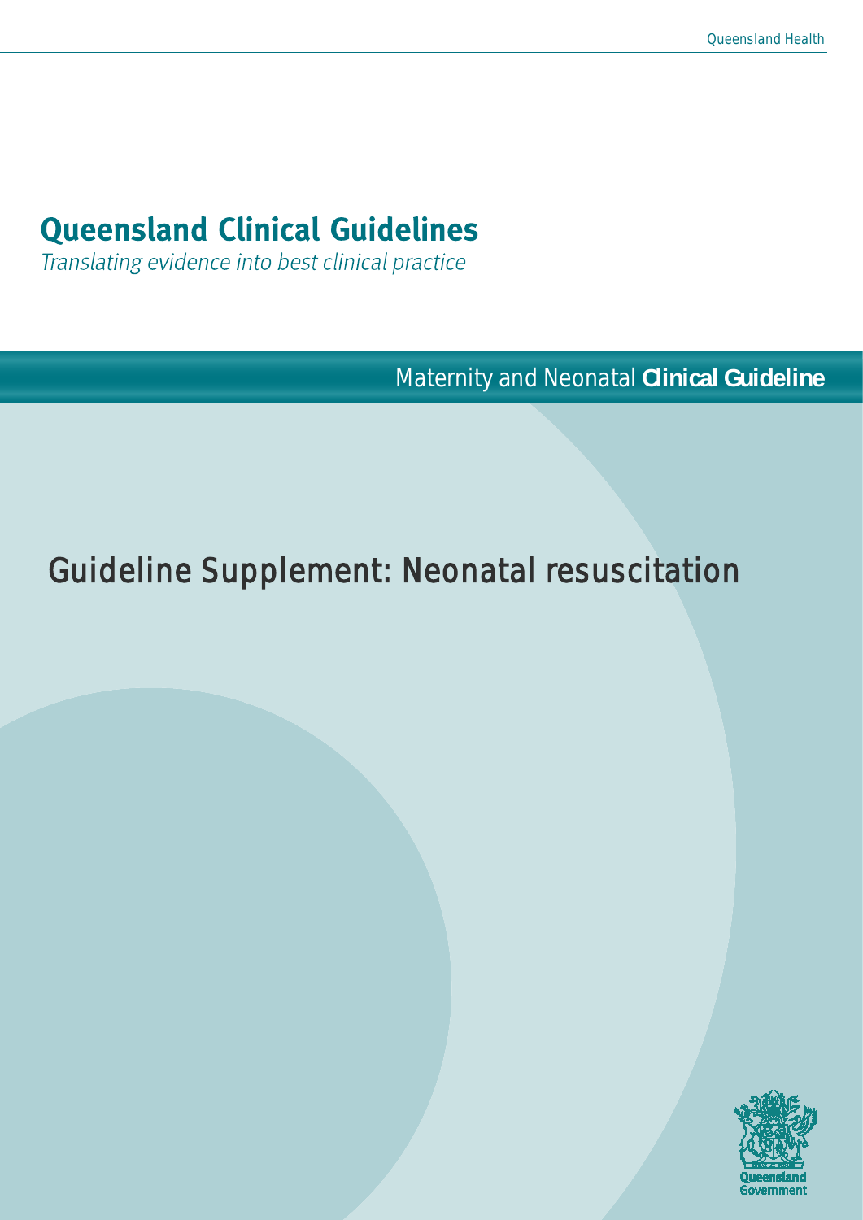Queensland Health

# Queensland Clinical Guidelines

*Translating evidence into best clinical practice*

Maternity and Neonatal **Clinical Guideline**

## Guideline Supplement: Neonatal resuscitation

Queensland Government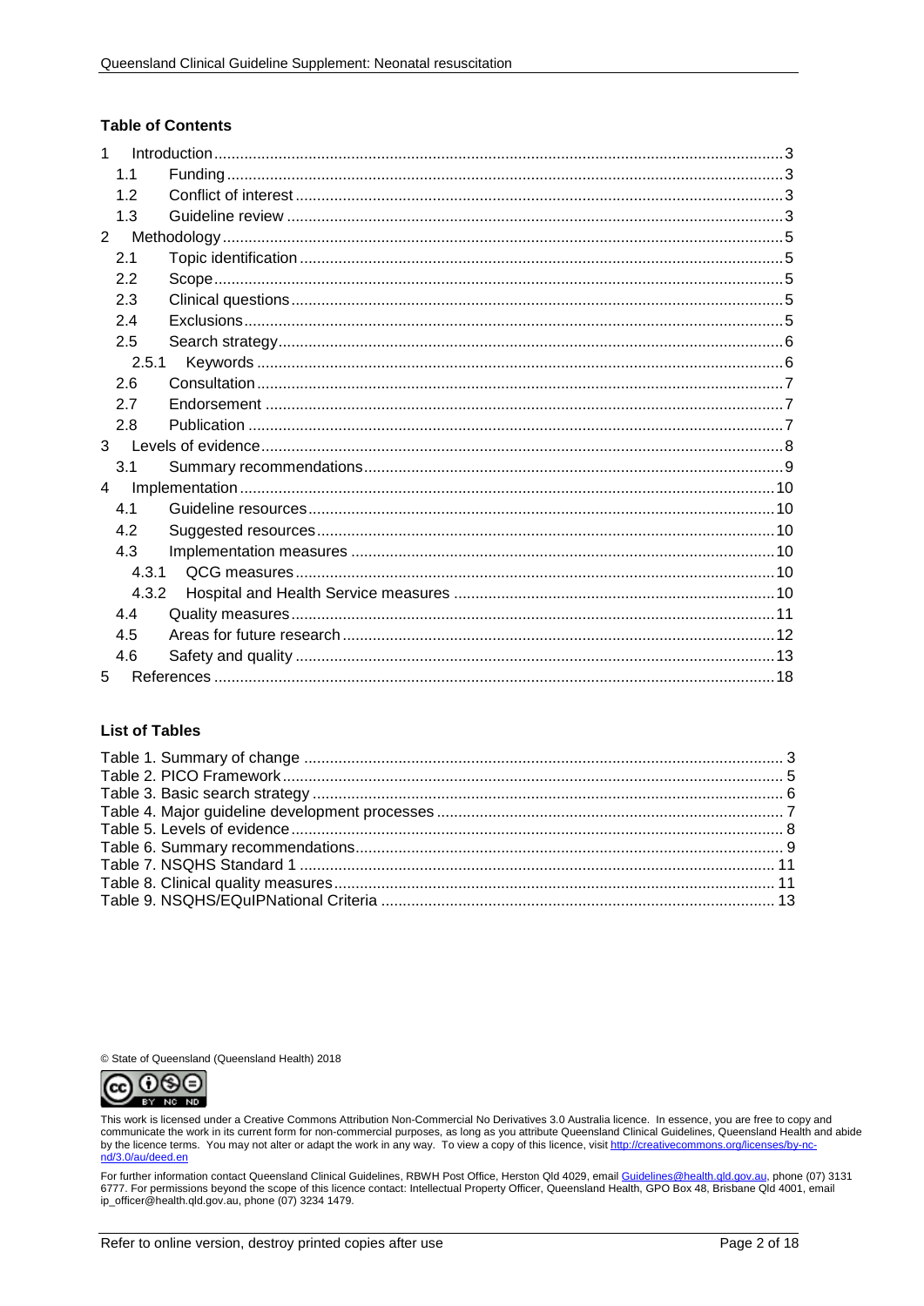## Table of Contents

1 Introduction ..... 3
- 1.1 Funding ..... 3
- 1.2 Conflict of interest ..... 3
- 1.3 Guideline review ..... 3

2 Methodology ..... 5
- 2.1 Topic identification ..... 5
- 2.2 Scope ..... 5
- 2.3 Clinical questions ..... 5
- 2.4 Exclusions ..... 5
- 2.5 Search strategy ..... 6
  - 2.5.1 Keywords ..... 6
- 2.6 Consultation ..... 7
- 2.7 Endorsement ..... 7
- 2.8 Publication ..... 7

3 Levels of evidence ..... 8
- 3.1 Summary recommendations ..... 9

4 Implementation ..... 10
- 4.1 Guideline resources ..... 10
- 4.2 Suggested resources ..... 10
- 4.3 Implementation measures ..... 10
  - 4.3.1 QCG measures ..... 10
  - 4.3.2 Hospital and Health Service measures ..... 10
- 4.4 Quality measures ..... 11
- 4.5 Areas for future research ..... 12
- 4.6 Safety and quality ..... 13

5 References ..... 18

## List of Tables

Table 1. Summary of change ..... 3
Table 2. PICO Framework ..... 5
Table 3. Basic search strategy ..... 6
Table 4. Major guideline development processes ..... 7
Table 5. Levels of evidence ..... 8
Table 6. Summary recommendations ..... 9
Table 7. NSQHS Standard 1 ..... 11
Table 8. Clinical quality measures ..... 11
Table 9. NSQHS/EQuIPNational Criteria ..... 13

© State of Queensland (Queensland Health) 2018

This work is licensed under a Creative Commons Attribution Non-Commercial No Derivatives 3.0 Australia licence. In essence, you are free to copy and communicate the work in its current form for non-commercial purposes, as long as you attribute Queensland Clinical Guidelines, Queensland Health and abide by the licence terms. You may not alter or adapt the work in any way. To view a copy of this licence, visit http://creativecommons.org/licenses/by-nc-nd/3.0/au/deed.en

For further information contact Queensland Clinical Guidelines, RBWH Post Office, Herston Qld 4029, email Guidelines@health.qld.gov.au, phone (07) 3131 6777. For permissions beyond the scope of this licence contact: Intellectual Property Officer, Queensland Health, GPO Box 48, Brisbane Qld 4001, email ip_officer@health.qld.gov.au, phone (07) 3234 1479.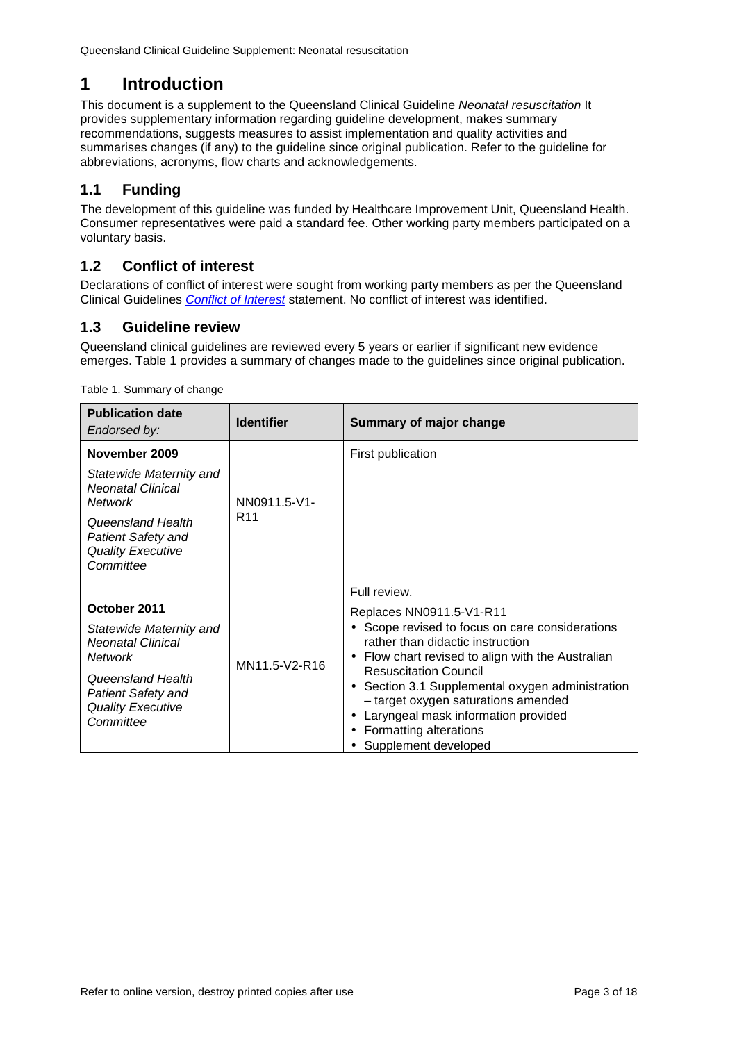# 1 Introduction

This document is a supplement to the Queensland Clinical Guideline *Neonatal resuscitation* It provides supplementary information regarding guideline development, makes summary recommendations, suggests measures to assist implementation and quality activities and summarises changes (if any) to the guideline since original publication. Refer to the guideline for abbreviations, acronyms, flow charts and acknowledgements.

## 1.1 Funding

The development of this guideline was funded by Healthcare Improvement Unit, Queensland Health. Consumer representatives were paid a standard fee. Other working party members participated on a voluntary basis.

## 1.2 Conflict of interest

Declarations of conflict of interest were sought from working party members as per the Queensland Clinical Guidelines *Conflict of Interest* statement. No conflict of interest was identified.

## 1.3 Guideline review

Queensland clinical guidelines are reviewed every 5 years or earlier if significant new evidence emerges. Table 1 provides a summary of changes made to the guidelines since original publication.

Table 1. Summary of change

| **Publication date** *Endorsed by:* | **Identifier** | **Summary of major change** |
|---|---|---|
| **November 2009** *Statewide Maternity and Neonatal Clinical Network* *Queensland Health Patient Safety and Quality Executive Committee* | NN0911.5-V1-R11 | First publication |
| **October 2011** *Statewide Maternity and Neonatal Clinical Network* *Queensland Health Patient Safety and Quality Executive Committee* | MN11.5-V2-R16 | Full review. Replaces NN0911.5-V1-R11 <br>• Scope revised to focus on care considerations rather than didactic instruction <br>• Flow chart revised to align with the Australian Resuscitation Council <br>• Section 3.1 Supplemental oxygen administration – target oxygen saturations amended <br>• Laryngeal mask information provided <br>• Formatting alterations <br>• Supplement developed |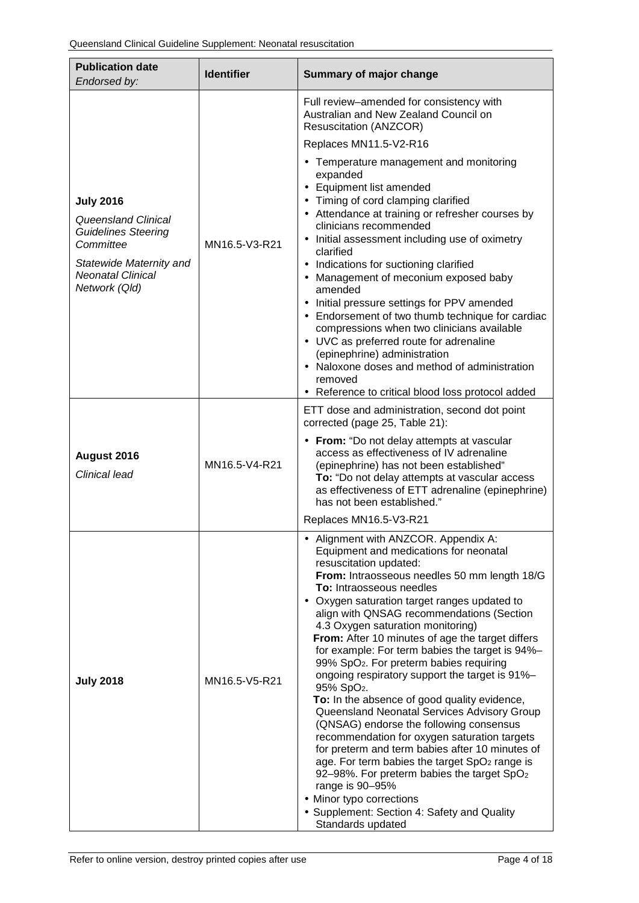| Publication date *Endorsed by:* | Identifier | Summary of major change |
|---|---|---|
| **July 2016** *Queensland Clinical Guidelines Steering Committee* *Statewide Maternity and Neonatal Clinical Network (Qld)* | MN16.5-V3-R21 | Full review–amended for consistency with Australian and New Zealand Council on Resuscitation (ANZCOR)<br>Replaces MN11.5-V2-R16<br>• Temperature management and monitoring expanded<br>• Equipment list amended<br>• Timing of cord clamping clarified<br>• Attendance at training or refresher courses by clinicians recommended<br>• Initial assessment including use of oximetry clarified<br>• Indications for suctioning clarified<br>• Management of meconium exposed baby amended<br>• Initial pressure settings for PPV amended<br>• Endorsement of two thumb technique for cardiac compressions when two clinicians available<br>• UVC as preferred route for adrenaline (epinephrine) administration<br>• Naloxone doses and method of administration removed<br>• Reference to critical blood loss protocol added |
| **August 2016** *Clinical lead* | MN16.5-V4-R21 | ETT dose and administration, second dot point corrected (page 25, Table 21):<br>• **From:** "Do not delay attempts at vascular access as effectiveness of IV adrenaline (epinephrine) has not been established"<br>**To:** "Do not delay attempts at vascular access as effectiveness of ETT adrenaline (epinephrine) has not been established."<br>Replaces MN16.5-V3-R21 |
| **July 2018** | MN16.5-V5-R21 | • Alignment with ANZCOR. Appendix A: Equipment and medications for neonatal resuscitation updated:<br>**From:** Intraosseous needles 50 mm length 18/G<br>**To:** Intraosseous needles<br>• Oxygen saturation target ranges updated to align with QNSAG recommendations (Section 4.3 Oxygen saturation monitoring)<br>**From:** After 10 minutes of age the target differs for example: For term babies the target is 94%–99% $SpO_2$. For preterm babies requiring ongoing respiratory support the target is 91%–95% $SpO_2$.<br>**To:** In the absence of good quality evidence, Queensland Neonatal Services Advisory Group (QNSAG) endorse the following consensus recommendation for oxygen saturation targets for preterm and term babies after 10 minutes of age. For term babies the target $SpO_2$ range is 92–98%. For preterm babies the target $SpO_2$ range is 90–95%<br>• Minor typo corrections<br>• Supplement: Section 4: Safety and Quality Standards updated |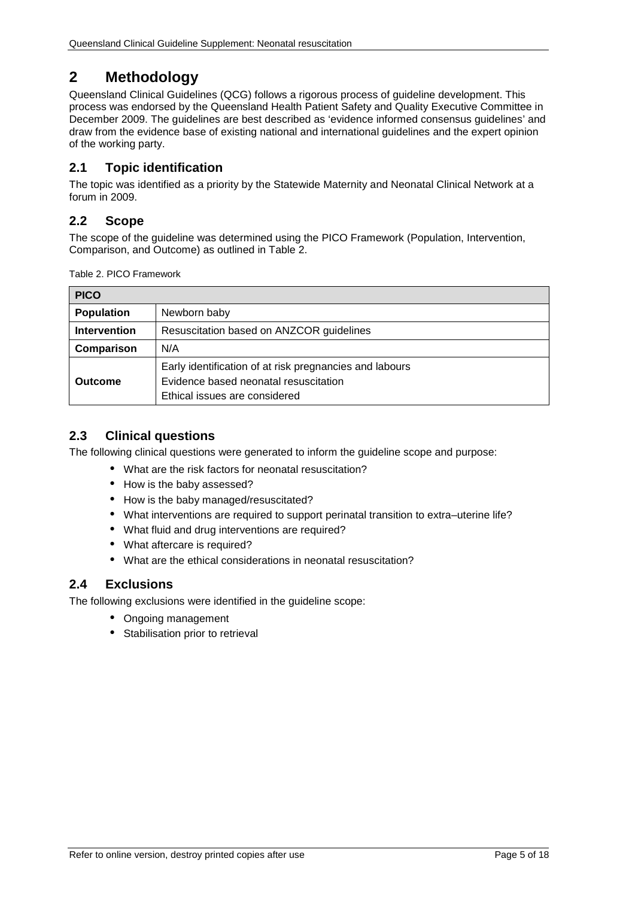# 2 Methodology

Queensland Clinical Guidelines (QCG) follows a rigorous process of guideline development. This process was endorsed by the Queensland Health Patient Safety and Quality Executive Committee in December 2009. The guidelines are best described as 'evidence informed consensus guidelines' and draw from the evidence base of existing national and international guidelines and the expert opinion of the working party.

## 2.1 Topic identification

The topic was identified as a priority by the Statewide Maternity and Neonatal Clinical Network at a forum in 2009.

## 2.2 Scope

The scope of the guideline was determined using the PICO Framework (Population, Intervention, Comparison, and Outcome) as outlined in Table 2.

Table 2. PICO Framework

| **PICO** | |
|---|---|
| **Population** | Newborn baby |
| **Intervention** | Resuscitation based on ANZCOR guidelines |
| **Comparison** | N/A |
| **Outcome** | Early identification of at risk pregnancies and labours<br>Evidence based neonatal resuscitation<br>Ethical issues are considered |

## 2.3 Clinical questions

The following clinical questions were generated to inform the guideline scope and purpose:

- What are the risk factors for neonatal resuscitation?
- How is the baby assessed?
- How is the baby managed/resuscitated?
- What interventions are required to support perinatal transition to extra–uterine life?
- What fluid and drug interventions are required?
- What aftercare is required?
- What are the ethical considerations in neonatal resuscitation?

## 2.4 Exclusions

The following exclusions were identified in the guideline scope:

- Ongoing management
- Stabilisation prior to retrieval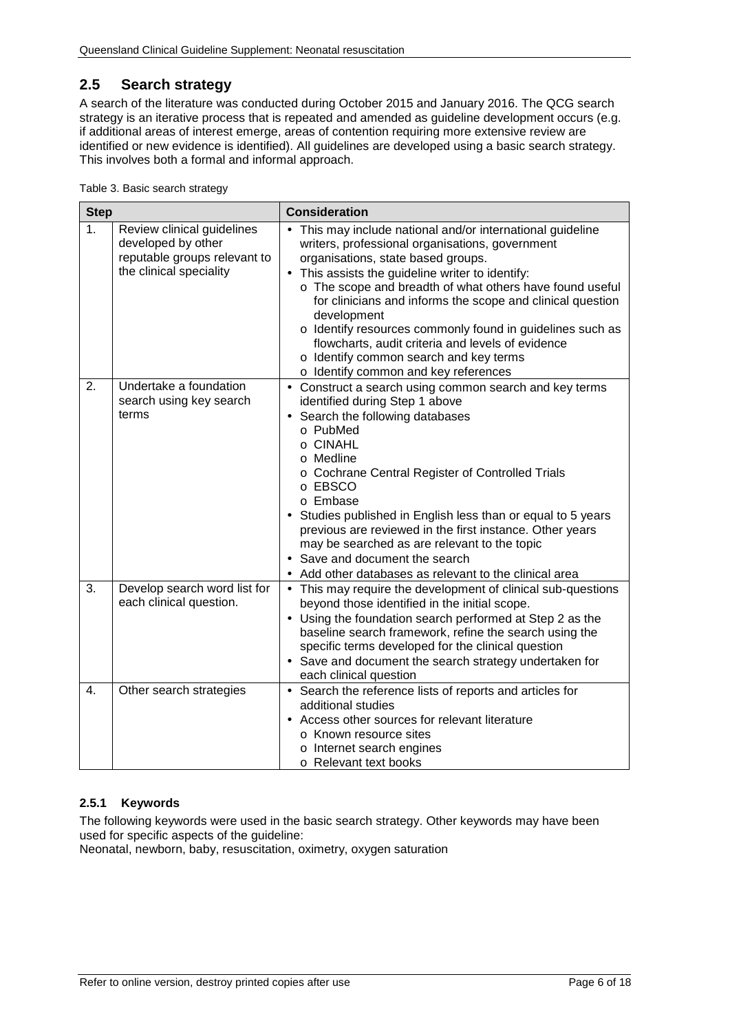## 2.5 Search strategy

A search of the literature was conducted during October 2015 and January 2016. The QCG search strategy is an iterative process that is repeated and amended as guideline development occurs (e.g. if additional areas of interest emerge, areas of contention requiring more extensive review are identified or new evidence is identified). All guidelines are developed using a basic search strategy. This involves both a formal and informal approach.

Table 3. Basic search strategy

| Step | | Consideration |
|---|---|---|
| 1. | Review clinical guidelines developed by other reputable groups relevant to the clinical speciality | • This may include national and/or international guideline writers, professional organisations, government organisations, state based groups.<br>• This assists the guideline writer to identify:<br>o The scope and breadth of what others have found useful for clinicians and informs the scope and clinical question development<br>o Identify resources commonly found in guidelines such as flowcharts, audit criteria and levels of evidence<br>o Identify common search and key terms<br>o Identify common and key references |
| 2. | Undertake a foundation search using key search terms | • Construct a search using common search and key terms identified during Step 1 above<br>• Search the following databases<br>o PubMed<br>o CINAHL<br>o Medline<br>o Cochrane Central Register of Controlled Trials<br>o EBSCO<br>o Embase<br>• Studies published in English less than or equal to 5 years previous are reviewed in the first instance. Other years may be searched as are relevant to the topic<br>• Save and document the search<br>• Add other databases as relevant to the clinical area |
| 3. | Develop search word list for each clinical question. | • This may require the development of clinical sub-questions beyond those identified in the initial scope.<br>• Using the foundation search performed at Step 2 as the baseline search framework, refine the search using the specific terms developed for the clinical question<br>• Save and document the search strategy undertaken for each clinical question |
| 4. | Other search strategies | • Search the reference lists of reports and articles for additional studies<br>• Access other sources for relevant literature<br>o Known resource sites<br>o Internet search engines<br>o Relevant text books |

### 2.5.1 Keywords

The following keywords were used in the basic search strategy. Other keywords may have been used for specific aspects of the guideline:

Neonatal, newborn, baby, resuscitation, oximetry, oxygen saturation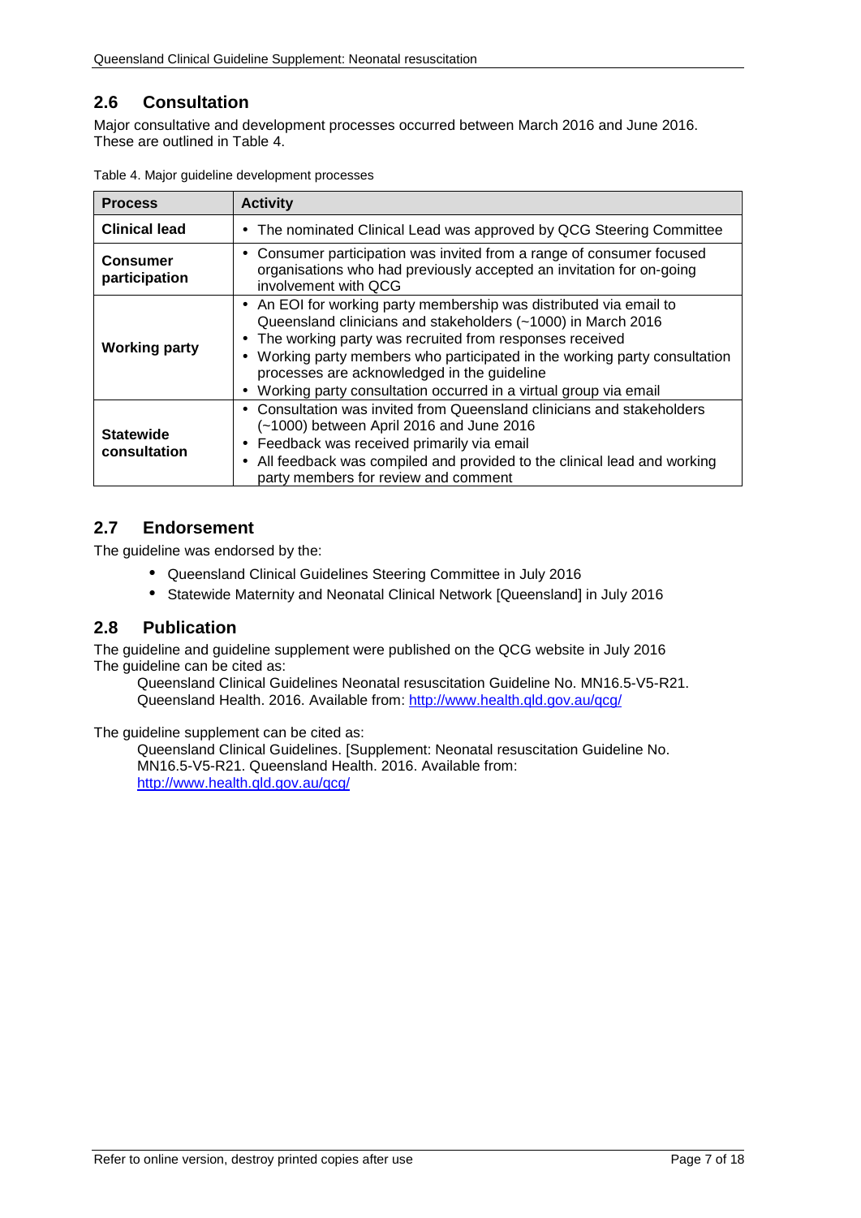## 2.6 Consultation

Major consultative and development processes occurred between March 2016 and June 2016. These are outlined in Table 4.

Table 4. Major guideline development processes

| Process | Activity |
|---|---|
| **Clinical lead** | • The nominated Clinical Lead was approved by QCG Steering Committee |
| **Consumer participation** | • Consumer participation was invited from a range of consumer focused organisations who had previously accepted an invitation for on-going involvement with QCG |
| **Working party** | • An EOI for working party membership was distributed via email to Queensland clinicians and stakeholders (~1000) in March 2016<br>• The working party was recruited from responses received<br>• Working party members who participated in the working party consultation processes are acknowledged in the guideline<br>• Working party consultation occurred in a virtual group via email |
| **Statewide consultation** | • Consultation was invited from Queensland clinicians and stakeholders (~1000) between April 2016 and June 2016<br>• Feedback was received primarily via email<br>• All feedback was compiled and provided to the clinical lead and working party members for review and comment |

## 2.7 Endorsement

The guideline was endorsed by the:

- Queensland Clinical Guidelines Steering Committee in July 2016
- Statewide Maternity and Neonatal Clinical Network [Queensland] in July 2016

## 2.8 Publication

The guideline and guideline supplement were published on the QCG website in July 2016
The guideline can be cited as:

> Queensland Clinical Guidelines Neonatal resuscitation Guideline No. MN16.5-V5-R21. Queensland Health. 2016. Available from: http://www.health.qld.gov.au/qcg/

The guideline supplement can be cited as:

> Queensland Clinical Guidelines. [Supplement: Neonatal resuscitation Guideline No. MN16.5-V5-R21. Queensland Health. 2016. Available from: http://www.health.qld.gov.au/qcg/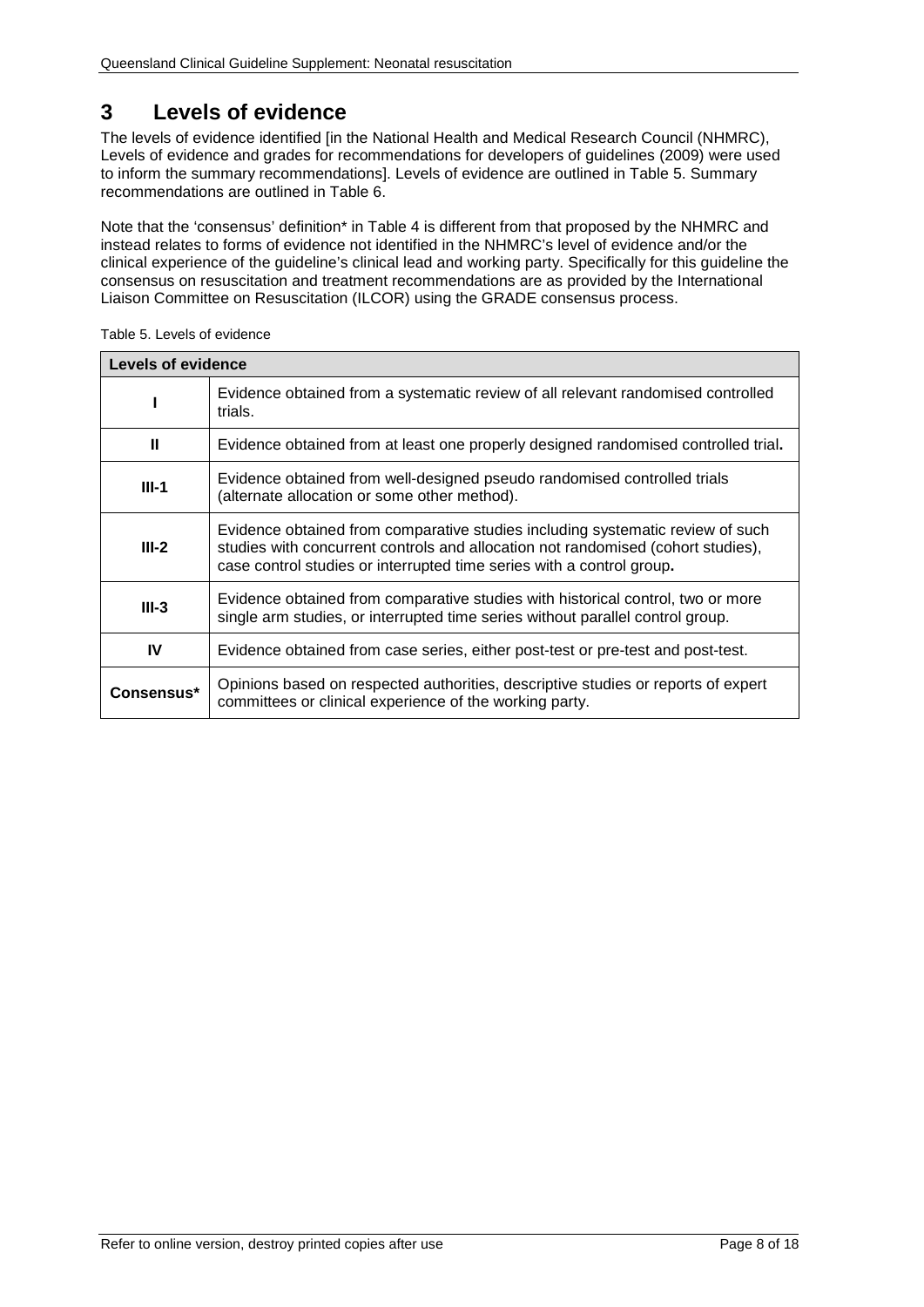# 3 Levels of evidence

The levels of evidence identified [in the National Health and Medical Research Council (NHMRC), Levels of evidence and grades for recommendations for developers of guidelines (2009) were used to inform the summary recommendations]. Levels of evidence are outlined in Table 5. Summary recommendations are outlined in Table 6.

Note that the 'consensus' definition* in Table 4 is different from that proposed by the NHMRC and instead relates to forms of evidence not identified in the NHMRC's level of evidence and/or the clinical experience of the guideline's clinical lead and working party. Specifically for this guideline the consensus on resuscitation and treatment recommendations are as provided by the International Liaison Committee on Resuscitation (ILCOR) using the GRADE consensus process.

Table 5. Levels of evidence

| **Levels of evidence** | |
|---|---|
| **I** | Evidence obtained from a systematic review of all relevant randomised controlled trials. |
| **II** | Evidence obtained from at least one properly designed randomised controlled trial**.** |
| **III-1** | Evidence obtained from well-designed pseudo randomised controlled trials (alternate allocation or some other method). |
| **III-2** | Evidence obtained from comparative studies including systematic review of such studies with concurrent controls and allocation not randomised (cohort studies), case control studies or interrupted time series with a control group**.** |
| **III-3** | Evidence obtained from comparative studies with historical control, two or more single arm studies, or interrupted time series without parallel control group. |
| **IV** | Evidence obtained from case series, either post-test or pre-test and post-test. |
| **Consensus*** | Opinions based on respected authorities, descriptive studies or reports of expert committees or clinical experience of the working party. |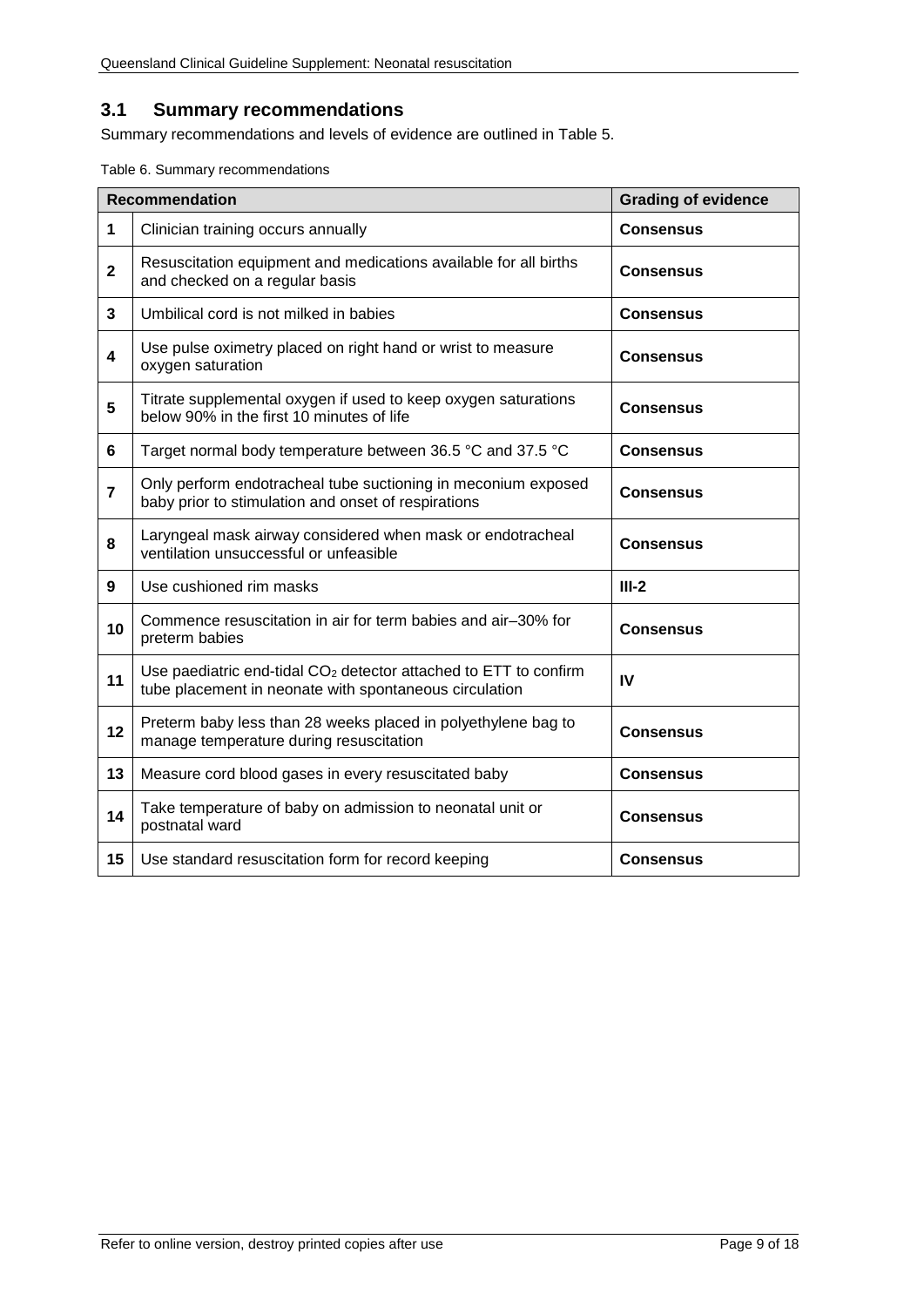## 3.1 Summary recommendations

Summary recommendations and levels of evidence are outlined in Table 5.

Table 6. Summary recommendations

| | Recommendation | Grading of evidence |
|---|---|---|
| **1** | Clinician training occurs annually | **Consensus** |
| **2** | Resuscitation equipment and medications available for all births and checked on a regular basis | **Consensus** |
| **3** | Umbilical cord is not milked in babies | **Consensus** |
| **4** | Use pulse oximetry placed on right hand or wrist to measure oxygen saturation | **Consensus** |
| **5** | Titrate supplemental oxygen if used to keep oxygen saturations below 90% in the first 10 minutes of life | **Consensus** |
| **6** | Target normal body temperature between 36.5 °C and 37.5 °C | **Consensus** |
| **7** | Only perform endotracheal tube suctioning in meconium exposed baby prior to stimulation and onset of respirations | **Consensus** |
| **8** | Laryngeal mask airway considered when mask or endotracheal ventilation unsuccessful or unfeasible | **Consensus** |
| **9** | Use cushioned rim masks | **III-2** |
| **10** | Commence resuscitation in air for term babies and air–30% for preterm babies | **Consensus** |
| **11** | Use paediatric end-tidal $CO_2$ detector attached to ETT to confirm tube placement in neonate with spontaneous circulation | **IV** |
| **12** | Preterm baby less than 28 weeks placed in polyethylene bag to manage temperature during resuscitation | **Consensus** |
| **13** | Measure cord blood gases in every resuscitated baby | **Consensus** |
| **14** | Take temperature of baby on admission to neonatal unit or postnatal ward | **Consensus** |
| **15** | Use standard resuscitation form for record keeping | **Consensus** |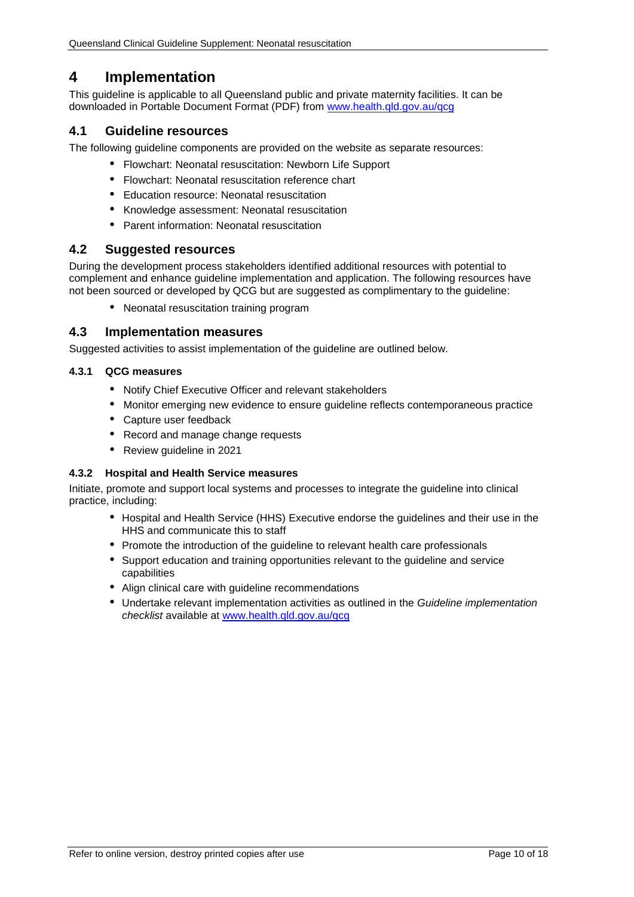# 4 Implementation

This guideline is applicable to all Queensland public and private maternity facilities. It can be downloaded in Portable Document Format (PDF) from www.health.qld.gov.au/qcg

## 4.1 Guideline resources

The following guideline components are provided on the website as separate resources:

- Flowchart: Neonatal resuscitation: Newborn Life Support
- Flowchart: Neonatal resuscitation reference chart
- Education resource: Neonatal resuscitation
- Knowledge assessment: Neonatal resuscitation
- Parent information: Neonatal resuscitation

## 4.2 Suggested resources

During the development process stakeholders identified additional resources with potential to complement and enhance guideline implementation and application. The following resources have not been sourced or developed by QCG but are suggested as complimentary to the guideline:

- Neonatal resuscitation training program

## 4.3 Implementation measures

Suggested activities to assist implementation of the guideline are outlined below.

### 4.3.1 QCG measures

- Notify Chief Executive Officer and relevant stakeholders
- Monitor emerging new evidence to ensure guideline reflects contemporaneous practice
- Capture user feedback
- Record and manage change requests
- Review guideline in 2021

### 4.3.2 Hospital and Health Service measures

Initiate, promote and support local systems and processes to integrate the guideline into clinical practice, including:

- Hospital and Health Service (HHS) Executive endorse the guidelines and their use in the HHS and communicate this to staff
- Promote the introduction of the guideline to relevant health care professionals
- Support education and training opportunities relevant to the guideline and service capabilities
- Align clinical care with guideline recommendations
- Undertake relevant implementation activities as outlined in the *Guideline implementation checklist* available at www.health.qld.gov.au/qcg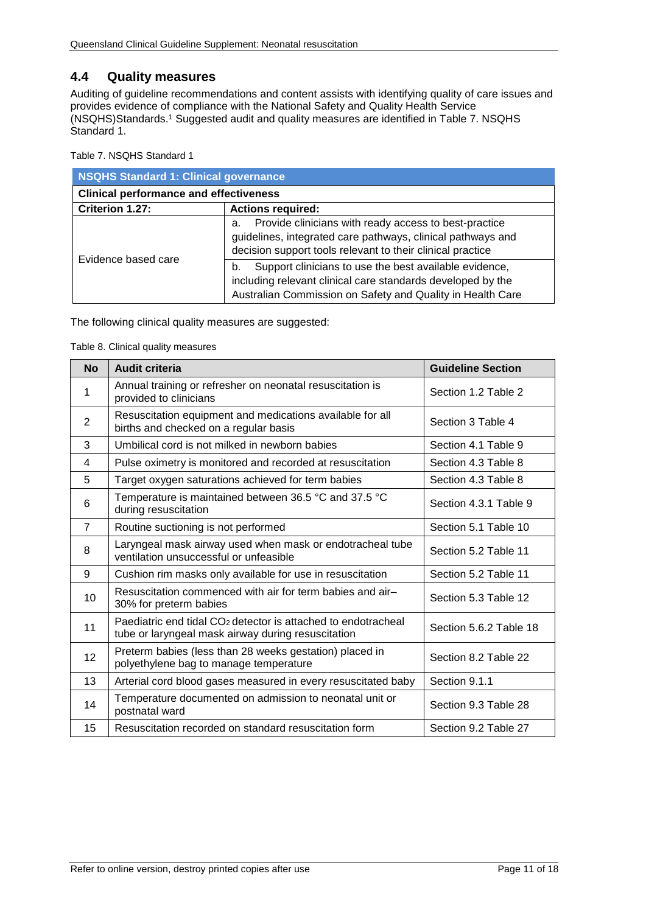## 4.4 Quality measures

Auditing of guideline recommendations and content assists with identifying quality of care issues and provides evidence of compliance with the National Safety and Quality Health Service (NSQHS)Standards.[1] Suggested audit and quality measures are identified in Table 7. NSQHS Standard 1.

Table 7. NSQHS Standard 1

| NSQHS Standard 1: Clinical governance | |
|---|---|
| **Clinical performance and effectiveness** | |
| **Criterion 1.27:** | **Actions required:** |
| Evidence based care | a. Provide clinicians with ready access to best-practice guidelines, integrated care pathways, clinical pathways and decision support tools relevant to their clinical practice |
| | b. Support clinicians to use the best available evidence, including relevant clinical care standards developed by the Australian Commission on Safety and Quality in Health Care |

The following clinical quality measures are suggested:

Table 8. Clinical quality measures

| No | Audit criteria | Guideline Section |
|---|---|---|
| 1 | Annual training or refresher on neonatal resuscitation is provided to clinicians | Section 1.2 Table 2 |
| 2 | Resuscitation equipment and medications available for all births and checked on a regular basis | Section 3 Table 4 |
| 3 | Umbilical cord is not milked in newborn babies | Section 4.1 Table 9 |
| 4 | Pulse oximetry is monitored and recorded at resuscitation | Section 4.3 Table 8 |
| 5 | Target oxygen saturations achieved for term babies | Section 4.3 Table 8 |
| 6 | Temperature is maintained between 36.5 °C and 37.5 °C during resuscitation | Section 4.3.1 Table 9 |
| 7 | Routine suctioning is not performed | Section 5.1 Table 10 |
| 8 | Laryngeal mask airway used when mask or endotracheal tube ventilation unsuccessful or unfeasible | Section 5.2 Table 11 |
| 9 | Cushion rim masks only available for use in resuscitation | Section 5.2 Table 11 |
| 10 | Resuscitation commenced with air for term babies and air–30% for preterm babies | Section 5.3 Table 12 |
| 11 | Paediatric end tidal $CO_2$ detector is attached to endotracheal tube or laryngeal mask airway during resuscitation | Section 5.6.2 Table 18 |
| 12 | Preterm babies (less than 28 weeks gestation) placed in polyethylene bag to manage temperature | Section 8.2 Table 22 |
| 13 | Arterial cord blood gases measured in every resuscitated baby | Section 9.1.1 |
| 14 | Temperature documented on admission to neonatal unit or postnatal ward | Section 9.3 Table 28 |
| 15 | Resuscitation recorded on standard resuscitation form | Section 9.2 Table 27 |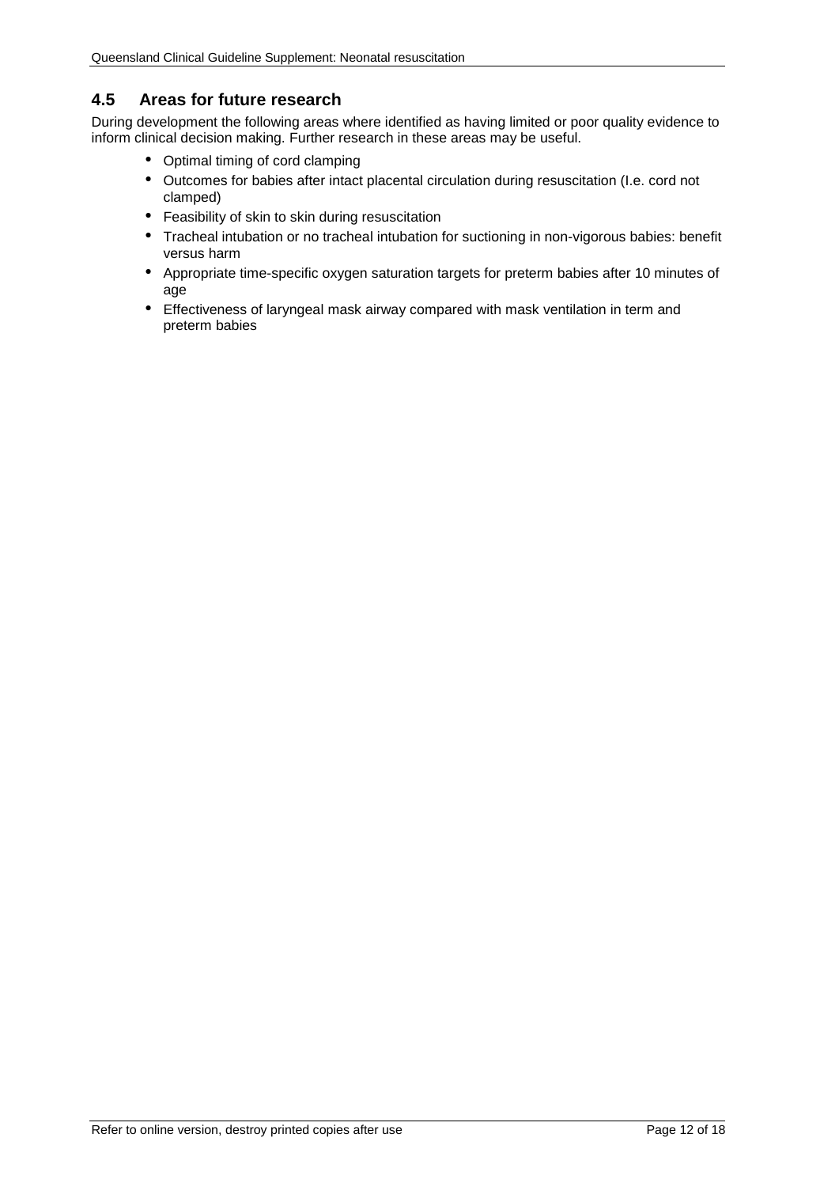## 4.5 Areas for future research

During development the following areas where identified as having limited or poor quality evidence to inform clinical decision making. Further research in these areas may be useful.

- Optimal timing of cord clamping
- Outcomes for babies after intact placental circulation during resuscitation (I.e. cord not clamped)
- Feasibility of skin to skin during resuscitation
- Tracheal intubation or no tracheal intubation for suctioning in non-vigorous babies: benefit versus harm
- Appropriate time-specific oxygen saturation targets for preterm babies after 10 minutes of age
- Effectiveness of laryngeal mask airway compared with mask ventilation in term and preterm babies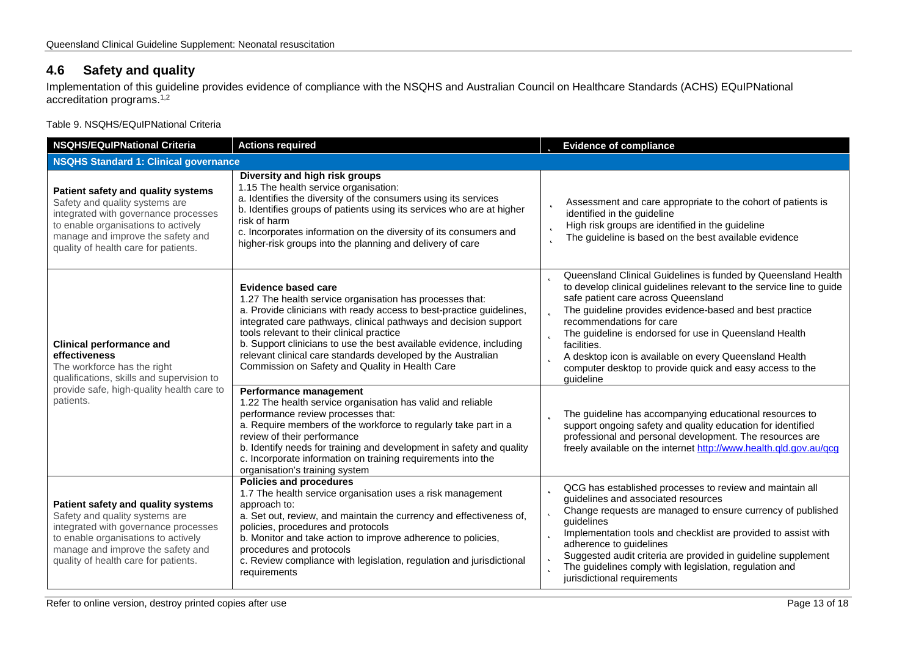## 4.6 Safety and quality

Implementation of this guideline provides evidence of compliance with the NSQHS and Australian Council on Healthcare Standards (ACHS) EQuIPNational accreditation programs.[1,2]

Table 9. NSQHS/EQuIPNational Criteria

| NSQHS/EQuIPNational Criteria | Actions required | Evidence of compliance |
|---|---|---|
| **NSQHS Standard 1: Clinical governance** | | |
| **Patient safety and quality systems**<br>Safety and quality systems are integrated with governance processes to enable organisations to actively manage and improve the safety and quality of health care for patients. | **Diversity and high risk groups**<br>1.15 The health service organisation:<br>a. Identifies the diversity of the consumers using its services<br>b. Identifies groups of patients using its services who are at higher risk of harm<br>c. Incorporates information on the diversity of its consumers and higher-risk groups into the planning and delivery of care | - Assessment and care appropriate to the cohort of patients is identified in the guideline<br>- High risk groups are identified in the guideline<br>- The guideline is based on the best available evidence |
| **Clinical performance and effectiveness**<br>The workforce has the right qualifications, skills and supervision to provide safe, high-quality health care to patients. | **Evidence based care**<br>1.27 The health service organisation has processes that:<br>a. Provide clinicians with ready access to best-practice guidelines, integrated care pathways, clinical pathways and decision support tools relevant to their clinical practice<br>b. Support clinicians to use the best available evidence, including relevant clinical care standards developed by the Australian Commission on Safety and Quality in Health Care | - Queensland Clinical Guidelines is funded by Queensland Health to develop clinical guidelines relevant to the service line to guide safe patient care across Queensland<br>- The guideline provides evidence-based and best practice recommendations for care<br>- The guideline is endorsed for use in Queensland Health facilities.<br>- A desktop icon is available on every Queensland Health computer desktop to provide quick and easy access to the guideline |
| | **Performance management**<br>1.22 The health service organisation has valid and reliable performance review processes that:<br>a. Require members of the workforce to regularly take part in a review of their performance<br>b. Identify needs for training and development in safety and quality<br>c. Incorporate information on training requirements into the organisation's training system | - The guideline has accompanying educational resources to support ongoing safety and quality education for identified professional and personal development. The resources are freely available on the internet http://www.health.qld.gov.au/qcg |
| **Patient safety and quality systems**<br>Safety and quality systems are integrated with governance processes to enable organisations to actively manage and improve the safety and quality of health care for patients. | **Policies and procedures**<br>1.7 The health service organisation uses a risk management approach to:<br>a. Set out, review, and maintain the currency and effectiveness of, policies, procedures and protocols<br>b. Monitor and take action to improve adherence to policies, procedures and protocols<br>c. Review compliance with legislation, regulation and jurisdictional requirements | - QCG has established processes to review and maintain all guidelines and associated resources<br>- Change requests are managed to ensure currency of published guidelines<br>- Implementation tools and checklist are provided to assist with adherence to guidelines<br>- Suggested audit criteria are provided in guideline supplement<br>- The guidelines comply with legislation, regulation and jurisdictional requirements |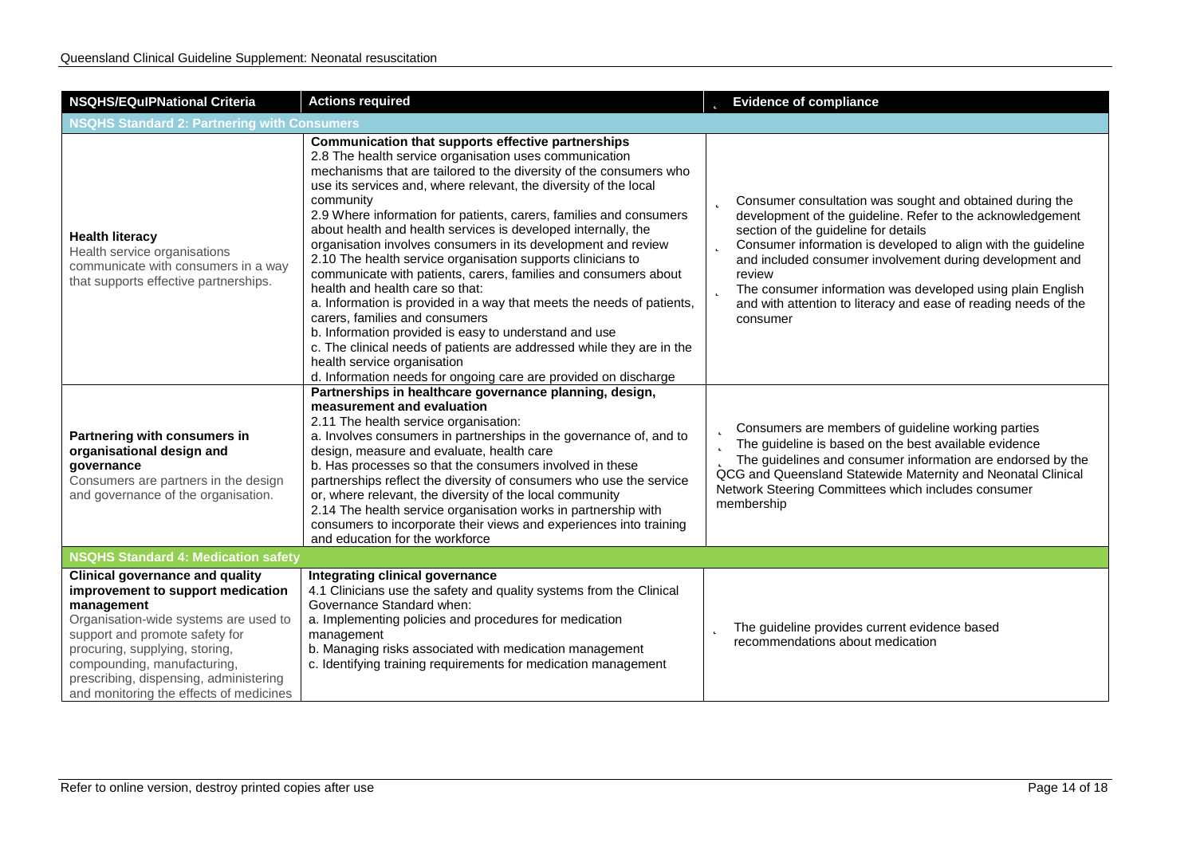| NSQHS/EQuIPNational Criteria | Actions required | Evidence of compliance |
|---|---|---|
| **NSQHS Standard 2: Partnering with Consumers** | | |
| **Health literacy**<br>Health service organisations communicate with consumers in a way that supports effective partnerships. | **Communication that supports effective partnerships**<br>2.8 The health service organisation uses communication mechanisms that are tailored to the diversity of the consumers who use its services and, where relevant, the diversity of the local community<br>2.9 Where information for patients, carers, families and consumers about health and health services is developed internally, the organisation involves consumers in its development and review<br>2.10 The health service organisation supports clinicians to communicate with patients, carers, families and consumers about health and health care so that:<br>a. Information is provided in a way that meets the needs of patients, carers, families and consumers<br>b. Information provided is easy to understand and use<br>c. The clinical needs of patients are addressed while they are in the health service organisation<br>d. Information needs for ongoing care are provided on discharge | - Consumer consultation was sought and obtained during the development of the guideline. Refer to the acknowledgement section of the guideline for details<br>- Consumer information is developed to align with the guideline and included consumer involvement during development and review<br>- The consumer information was developed using plain English and with attention to literacy and ease of reading needs of the consumer |
| **Partnering with consumers in organisational design and governance**<br>Consumers are partners in the design and governance of the organisation. | **Partnerships in healthcare governance planning, design, measurement and evaluation**<br>2.11 The health service organisation:<br>a. Involves consumers in partnerships in the governance of, and to design, measure and evaluate, health care<br>b. Has processes so that the consumers involved in these partnerships reflect the diversity of consumers who use the service or, where relevant, the diversity of the local community<br>2.14 The health service organisation works in partnership with consumers to incorporate their views and experiences into training and education for the workforce | - Consumers are members of guideline working parties<br>- The guideline is based on the best available evidence<br>- The guidelines and consumer information are endorsed by the QCG and Queensland Statewide Maternity and Neonatal Clinical Network Steering Committees which includes consumer membership |
| **NSQHS Standard 4: Medication safety** | | |
| **Clinical governance and quality improvement to support medication management**<br>Organisation-wide systems are used to support and promote safety for procuring, supplying, storing, compounding, manufacturing, prescribing, dispensing, administering and monitoring the effects of medicines | **Integrating clinical governance**<br>4.1 Clinicians use the safety and quality systems from the Clinical Governance Standard when:<br>a. Implementing policies and procedures for medication management<br>b. Managing risks associated with medication management<br>c. Identifying training requirements for medication management | - The guideline provides current evidence based recommendations about medication |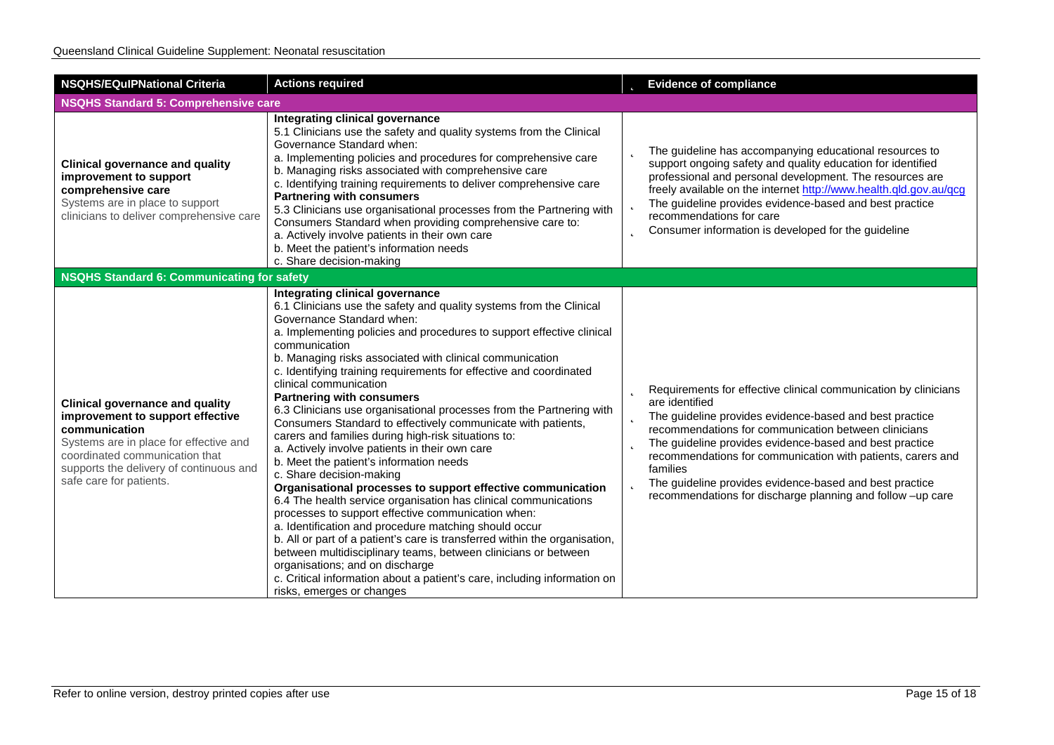| NSQHS/EQuIPNational Criteria | Actions required | Evidence of compliance |
|---|---|---|
| **NSQHS Standard 5: Comprehensive care** | | |
| **Clinical governance and quality improvement to support comprehensive care**<br>Systems are in place to support clinicians to deliver comprehensive care | **Integrating clinical governance**<br>5.1 Clinicians use the safety and quality systems from the Clinical Governance Standard when:<br>a. Implementing policies and procedures for comprehensive care<br>b. Managing risks associated with comprehensive care<br>c. Identifying training requirements to deliver comprehensive care<br>**Partnering with consumers**<br>5.3 Clinicians use organisational processes from the Partnering with Consumers Standard when providing comprehensive care to:<br>a. Actively involve patients in their own care<br>b. Meet the patient's information needs<br>c. Share decision-making | - The guideline has accompanying educational resources to support ongoing safety and quality education for identified professional and personal development. The resources are freely available on the internet http://www.health.qld.gov.au/qcg<br>- The guideline provides evidence-based and best practice recommendations for care<br>- Consumer information is developed for the guideline |
| **NSQHS Standard 6: Communicating for safety** | | |
| **Clinical governance and quality improvement to support effective communication**<br>Systems are in place for effective and coordinated communication that supports the delivery of continuous and safe care for patients. | **Integrating clinical governance**<br>6.1 Clinicians use the safety and quality systems from the Clinical Governance Standard when:<br>a. Implementing policies and procedures to support effective clinical communication<br>b. Managing risks associated with clinical communication<br>c. Identifying training requirements for effective and coordinated clinical communication<br>**Partnering with consumers**<br>6.3 Clinicians use organisational processes from the Partnering with Consumers Standard to effectively communicate with patients, carers and families during high-risk situations to:<br>a. Actively involve patients in their own care<br>b. Meet the patient's information needs<br>c. Share decision-making<br>**Organisational processes to support effective communication**<br>6.4 The health service organisation has clinical communications processes to support effective communication when:<br>a. Identification and procedure matching should occur<br>b. All or part of a patient's care is transferred within the organisation, between multidisciplinary teams, between clinicians or between organisations; and on discharge<br>c. Critical information about a patient's care, including information on risks, emerges or changes | - Requirements for effective clinical communication by clinicians are identified<br>- The guideline provides evidence-based and best practice recommendations for communication between clinicians<br>- The guideline provides evidence-based and best practice recommendations for communication with patients, carers and families<br>- The guideline provides evidence-based and best practice recommendations for discharge planning and follow –up care |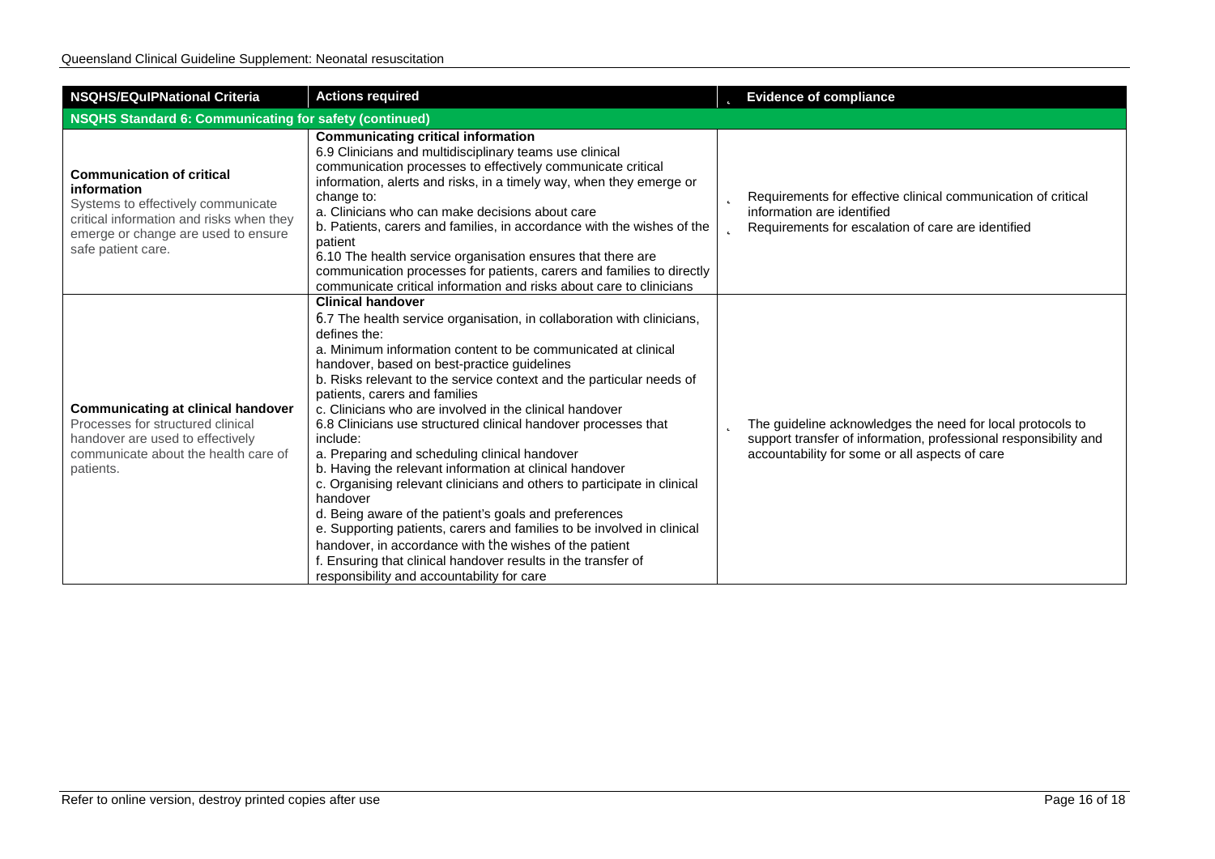| NSQHS/EQuIPNational Criteria | Actions required | Evidence of compliance |
|---|---|---|
| **NSQHS Standard 6: Communicating for safety (continued)** | | |
| **Communication of critical information**<br>Systems to effectively communicate critical information and risks when they emerge or change are used to ensure safe patient care. | **Communicating critical information**<br>6.9 Clinicians and multidisciplinary teams use clinical communication processes to effectively communicate critical information, alerts and risks, in a timely way, when they emerge or change to:<br>a. Clinicians who can make decisions about care<br>b. Patients, carers and families, in accordance with the wishes of the patient<br>6.10 The health service organisation ensures that there are communication processes for patients, carers and families to directly communicate critical information and risks about care to clinicians | • Requirements for effective clinical communication of critical information are identified<br>• Requirements for escalation of care are identified |
| **Communicating at clinical handover**<br>Processes for structured clinical handover are used to effectively communicate about the health care of patients. | **Clinical handover**<br>6.7 The health service organisation, in collaboration with clinicians, defines the:<br>a. Minimum information content to be communicated at clinical handover, based on best-practice guidelines<br>b. Risks relevant to the service context and the particular needs of patients, carers and families<br>c. Clinicians who are involved in the clinical handover<br>6.8 Clinicians use structured clinical handover processes that include:<br>a. Preparing and scheduling clinical handover<br>b. Having the relevant information at clinical handover<br>c. Organising relevant clinicians and others to participate in clinical handover<br>d. Being aware of the patient's goals and preferences<br>e. Supporting patients, carers and families to be involved in clinical handover, in accordance with the wishes of the patient<br>f. Ensuring that clinical handover results in the transfer of responsibility and accountability for care | • The guideline acknowledges the need for local protocols to support transfer of information, professional responsibility and accountability for some or all aspects of care |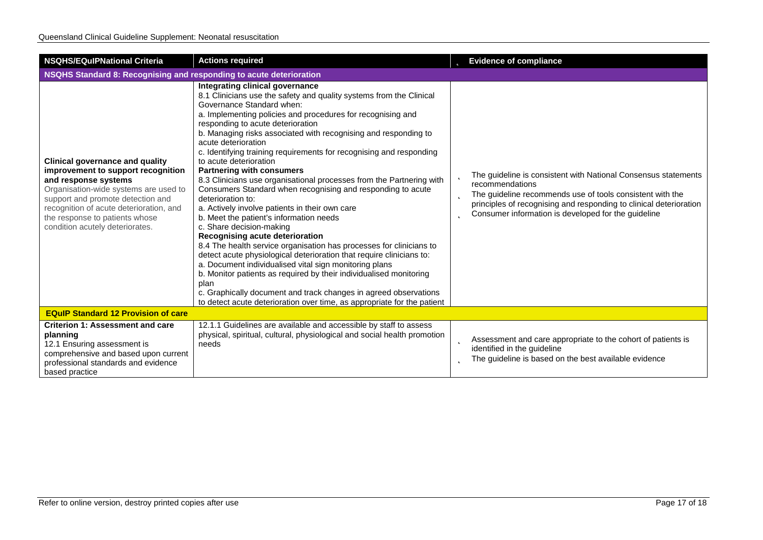| NSQHS/EQuIPNational Criteria | Actions required | Evidence of compliance |
|---|---|---|
| **NSQHS Standard 8: Recognising and responding to acute deterioration** | | |
| **Clinical governance and quality improvement to support recognition and response systems**<br>Organisation-wide systems are used to support and promote detection and recognition of acute deterioration, and the response to patients whose condition acutely deteriorates. | **Integrating clinical governance**<br>8.1 Clinicians use the safety and quality systems from the Clinical Governance Standard when:<br>a. Implementing policies and procedures for recognising and responding to acute deterioration<br>b. Managing risks associated with recognising and responding to acute deterioration<br>c. Identifying training requirements for recognising and responding to acute deterioration<br>**Partnering with consumers**<br>8.3 Clinicians use organisational processes from the Partnering with Consumers Standard when recognising and responding to acute deterioration to:<br>a. Actively involve patients in their own care<br>b. Meet the patient's information needs<br>c. Share decision-making<br>**Recognising acute deterioration**<br>8.4 The health service organisation has processes for clinicians to detect acute physiological deterioration that require clinicians to:<br>a. Document individualised vital sign monitoring plans<br>b. Monitor patients as required by their individualised monitoring plan<br>c. Graphically document and track changes in agreed observations to detect acute deterioration over time, as appropriate for the patient | - The guideline is consistent with National Consensus statements recommendations<br>- The guideline recommends use of tools consistent with the principles of recognising and responding to clinical deterioration<br>- Consumer information is developed for the guideline |
| **EQuIP Standard 12 Provision of care** | | |
| **Criterion 1: Assessment and care planning**<br>12.1 Ensuring assessment is comprehensive and based upon current professional standards and evidence based practice | 12.1.1 Guidelines are available and accessible by staff to assess physical, spiritual, cultural, physiological and social health promotion needs | - Assessment and care appropriate to the cohort of patients is identified in the guideline<br>- The guideline is based on the best available evidence |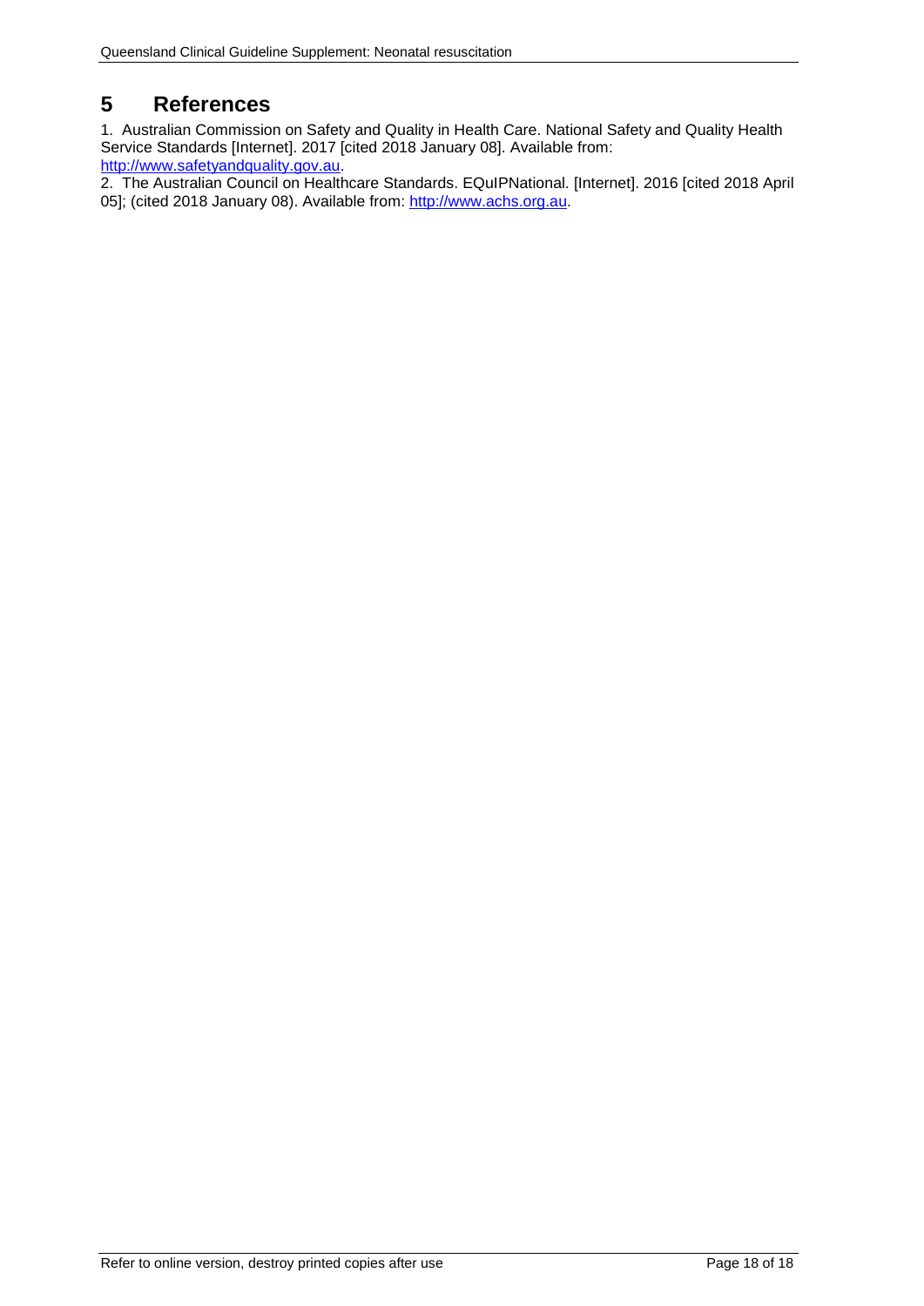# 5 References

1. Australian Commission on Safety and Quality in Health Care. National Safety and Quality Health Service Standards [Internet]. 2017 [cited 2018 January 08]. Available from: http://www.safetyandquality.gov.au.
2. The Australian Council on Healthcare Standards. EQuIPNational. [Internet]. 2016 [cited 2018 April 05]; (cited 2018 January 08). Available from: http://www.achs.org.au.